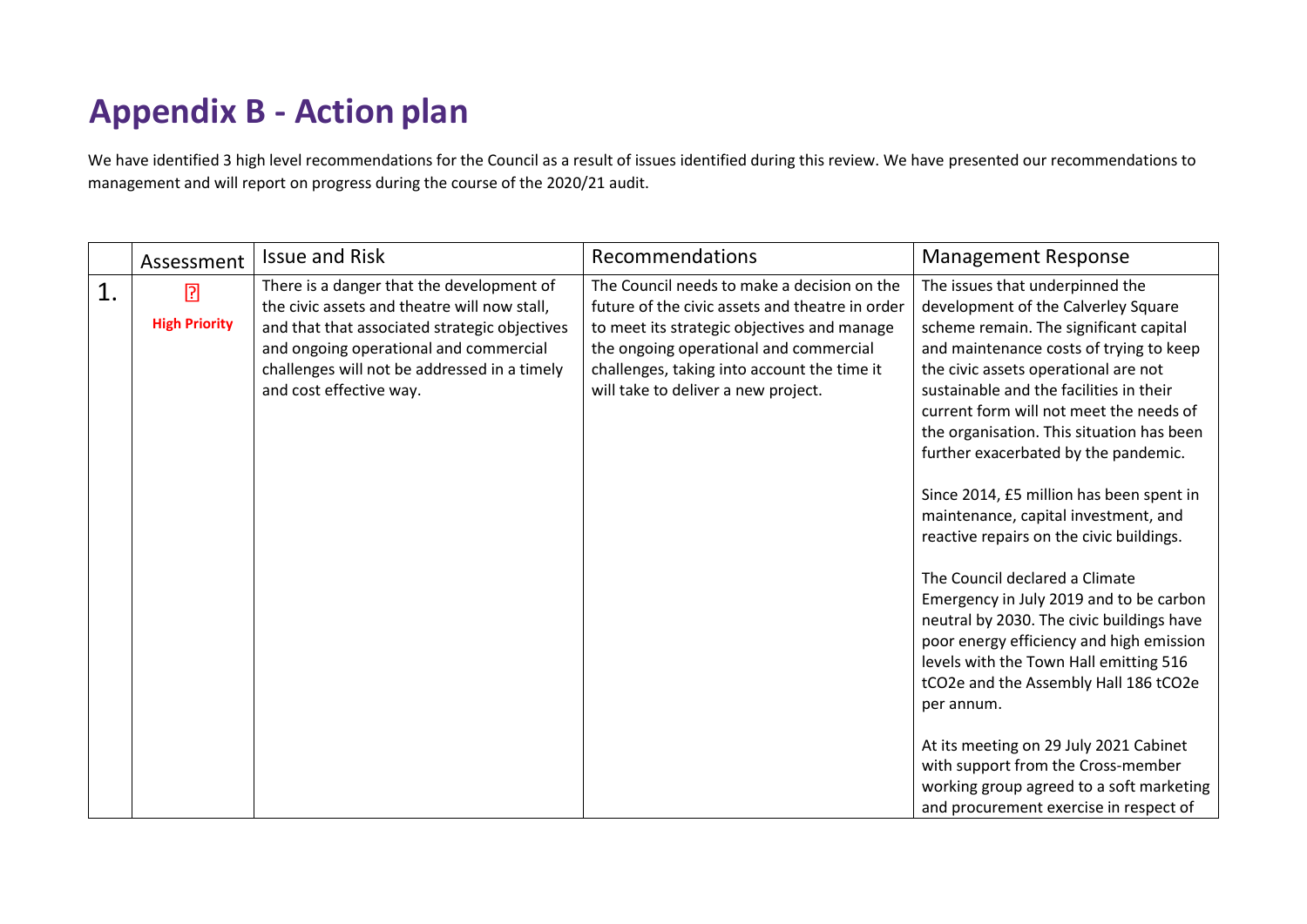# Appendix B - Action plan

We have identified 3 high level recommendations for the Council as a result of issues identified during this review. We have presented our recommendations to management and will report on progress during the course of the 2020/21 audit.

| | Assessment | Issue and Risk | Recommendations | Management Response |
|---|---|---|---|---|
| 1. | ? **High Priority** | There is a danger that the development of the civic assets and theatre will now stall, and that that associated strategic objectives and ongoing operational and commercial challenges will not be addressed in a timely and cost effective way. | The Council needs to make a decision on the future of the civic assets and theatre in order to meet its strategic objectives and manage the ongoing operational and commercial challenges, taking into account the time it will take to deliver a new project. | The issues that underpinned the development of the Calverley Square scheme remain. The significant capital and maintenance costs of trying to keep the civic assets operational are not sustainable and the facilities in their current form will not meet the needs of the organisation. This situation has been further exacerbated by the pandemic.<br><br>Since 2014, £5 million has been spent in maintenance, capital investment, and reactive repairs on the civic buildings.<br><br>The Council declared a Climate Emergency in July 2019 and to be carbon neutral by 2030. The civic buildings have poor energy efficiency and high emission levels with the Town Hall emitting 516 tCO2e and the Assembly Hall 186 tCO2e per annum.<br><br>At its meeting on 29 July 2021 Cabinet with support from the Cross-member working group agreed to a soft marketing and procurement exercise in respect of |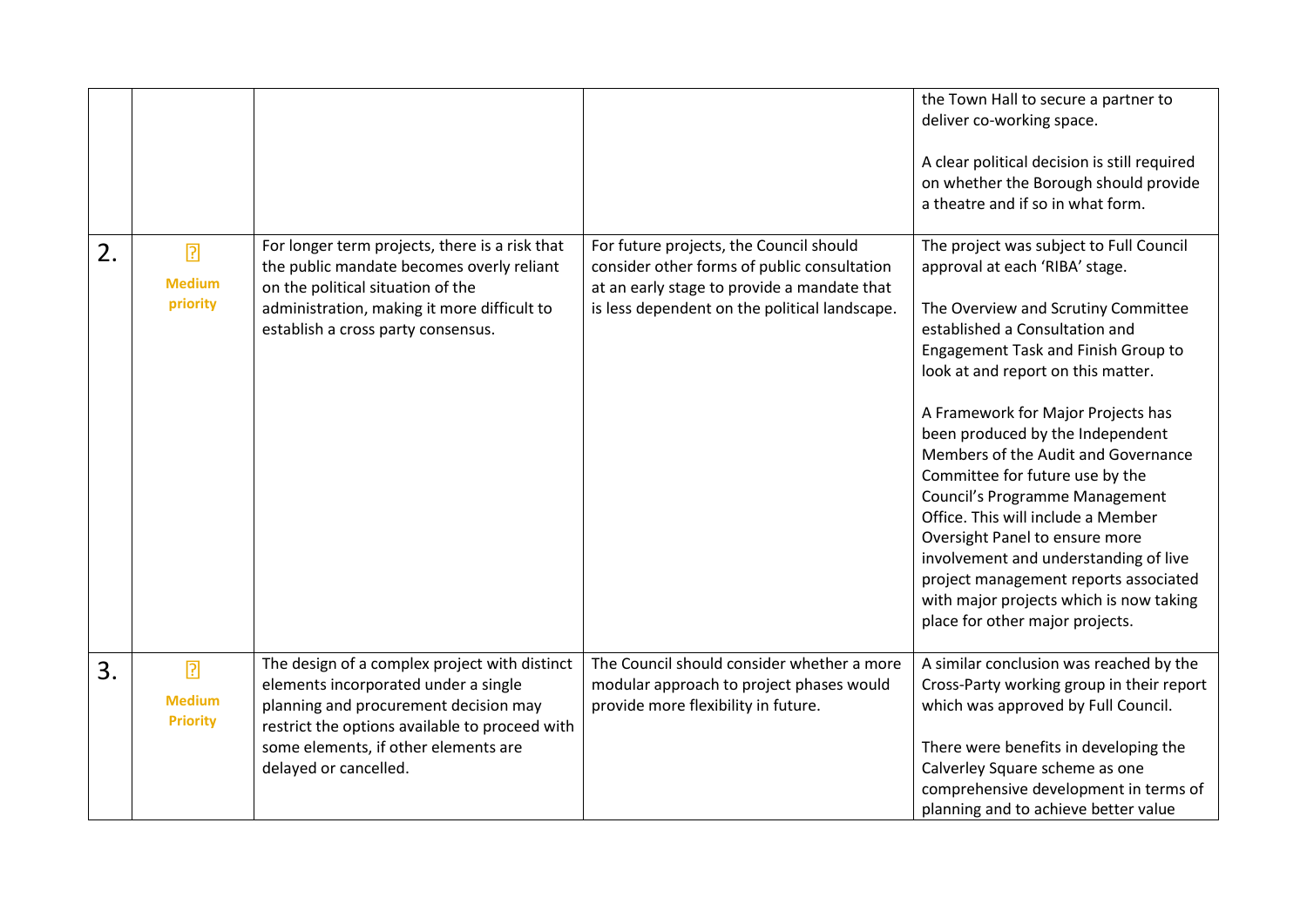| | | | | |
|---|---|---|---|---|
| | | | | the Town Hall to secure a partner to deliver co-working space.<br><br>A clear political decision is still required on whether the Borough should provide a theatre and if so in what form. |
| 2. | ? **Medium priority** | For longer term projects, there is a risk that the public mandate becomes overly reliant on the political situation of the administration, making it more difficult to establish a cross party consensus. | For future projects, the Council should consider other forms of public consultation at an early stage to provide a mandate that is less dependent on the political landscape. | The project was subject to Full Council approval at each 'RIBA' stage.<br><br>The Overview and Scrutiny Committee established a Consultation and Engagement Task and Finish Group to look at and report on this matter.<br><br>A Framework for Major Projects has been produced by the Independent Members of the Audit and Governance Committee for future use by the Council's Programme Management Office. This will include a Member Oversight Panel to ensure more involvement and understanding of live project management reports associated with major projects which is now taking place for other major projects. |
| 3. | ? **Medium Priority** | The design of a complex project with distinct elements incorporated under a single planning and procurement decision may restrict the options available to proceed with some elements, if other elements are delayed or cancelled. | The Council should consider whether a more modular approach to project phases would provide more flexibility in future. | A similar conclusion was reached by the Cross-Party working group in their report which was approved by Full Council.<br><br>There were benefits in developing the Calverley Square scheme as one comprehensive development in terms of planning and to achieve better value |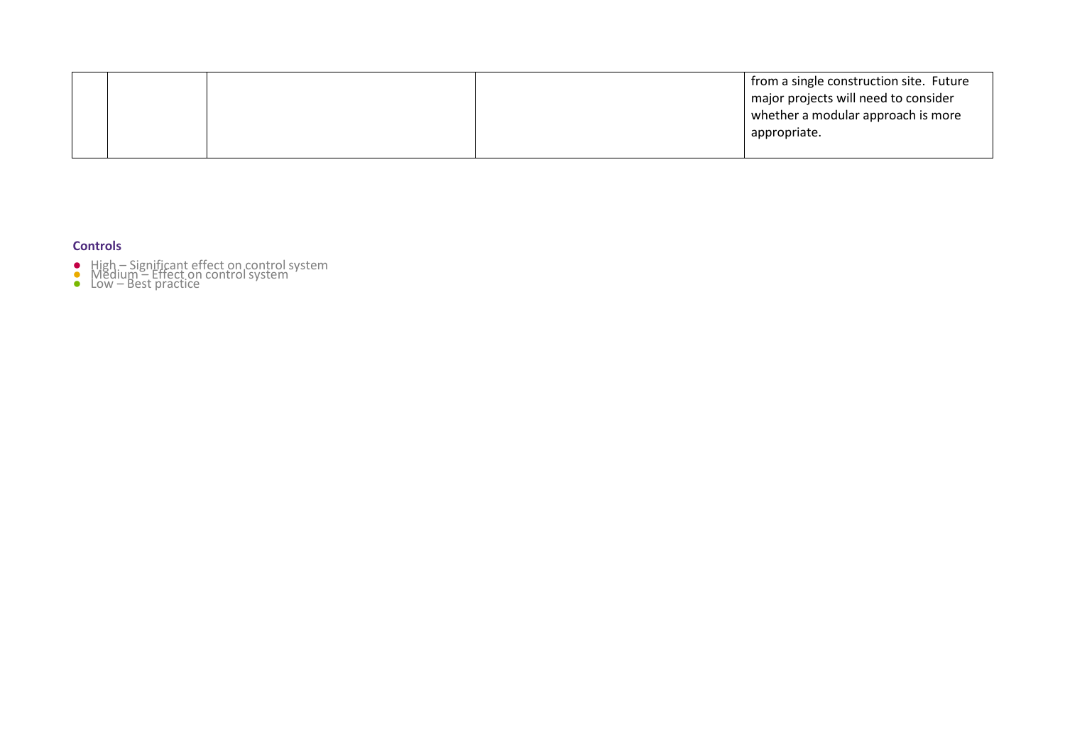| | | | | |
|---|---|---|---|---|
| | | | | from a single construction site. Future major projects will need to consider whether a modular approach is more appropriate. |

**Controls**

- High – Significant effect on control system
- Medium – Effect on control system
- Low – Best practice